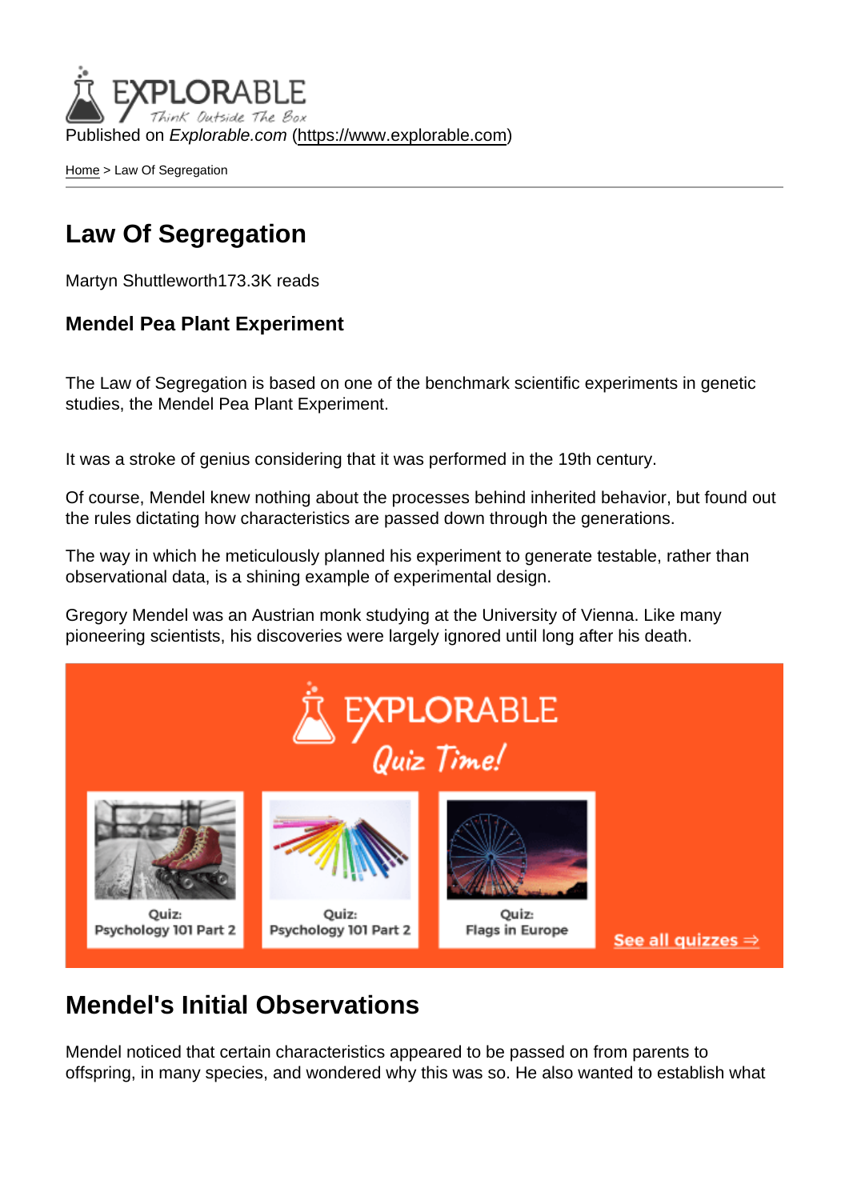Published on *Explorable.com* (https://www.explorable.com)

Home > Law Of Segregation

# Law Of Segregation

Martyn Shuttleworth173.3K reads

### Mendel Pea Plant Experiment

The Law of Segregation is based on one of the benchmark scientific experiments in genetic studies, the Mendel Pea Plant Experiment.

It was a stroke of genius considering that it was performed in the 19th century.

Of course, Mendel knew nothing about the processes behind inherited behavior, but found out the rules dictating how characteristics are passed down through the generations.

The way in which he meticulously planned his experiment to generate testable, rather than observational data, is a shining example of experimental design.

Gregory Mendel was an Austrian monk studying at the University of Vienna. Like many pioneering scientists, his discoveries were largely ignored until long after his death.

## Mendel's Initial Observations

Mendel noticed that certain characteristics appeared to be passed on from parents to offspring, in many species, and wondered why this was so. He also wanted to establish what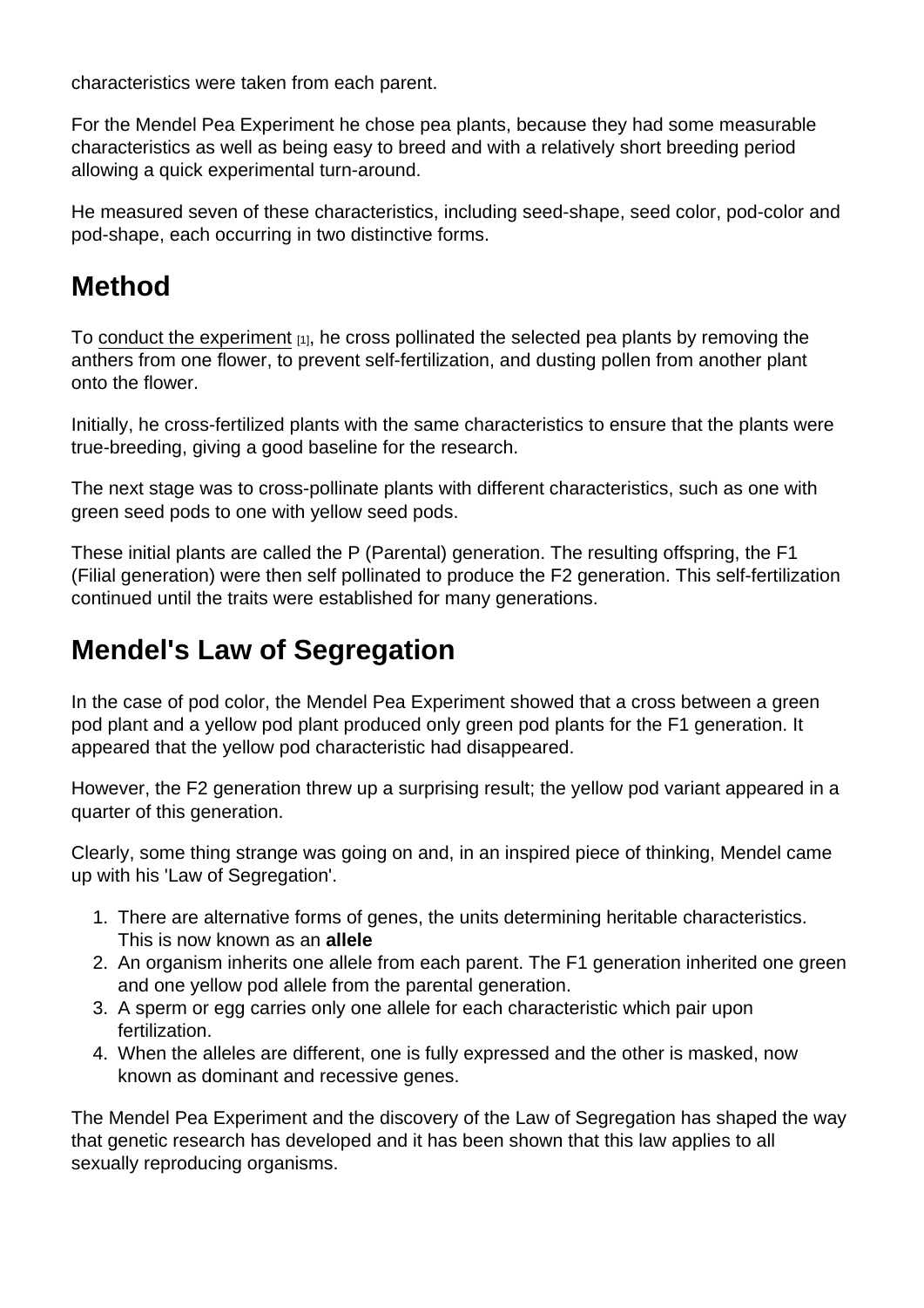characteristics were taken from each parent.

For the Mendel Pea Experiment he chose pea plants, because they had some measurable characteristics as well as being easy to breed and with a relatively short breeding period allowing a quick experimental turn-around.

He measured seven of these characteristics, including seed-shape, seed color, pod-color and pod-shape, each occurring in two distinctive forms.

## Method

To conduct the experiment [1], he cross pollinated the selected pea plants by removing the anthers from one flower, to prevent self-fertilization, and dusting pollen from another plant onto the flower.

Initially, he cross-fertilized plants with the same characteristics to ensure that the plants were true-breeding, giving a good baseline for the research.

The next stage was to cross-pollinate plants with different characteristics, such as one with green seed pods to one with yellow seed pods.

These initial plants are called the P (Parental) generation. The resulting offspring, the F1 (Filial generation) were then self pollinated to produce the F2 generation. This self-fertilization continued until the traits were established for many generations.

## Mendel's Law of Segregation

In the case of pod color, the Mendel Pea Experiment showed that a cross between a green pod plant and a yellow pod plant produced only green pod plants for the F1 generation. It appeared that the yellow pod characteristic had disappeared.

However, the F2 generation threw up a surprising result; the yellow pod variant appeared in a quarter of this generation.

Clearly, some thing strange was going on and, in an inspired piece of thinking, Mendel came up with his 'Law of Segregation'.

1. There are alternative forms of genes, the units determining heritable characteristics. This is now known as an **allele**
2. An organism inherits one allele from each parent. The F1 generation inherited one green and one yellow pod allele from the parental generation.
3. A sperm or egg carries only one allele for each characteristic which pair upon fertilization.
4. When the alleles are different, one is fully expressed and the other is masked, now known as dominant and recessive genes.

The Mendel Pea Experiment and the discovery of the Law of Segregation has shaped the way that genetic research has developed and it has been shown that this law applies to all sexually reproducing organisms.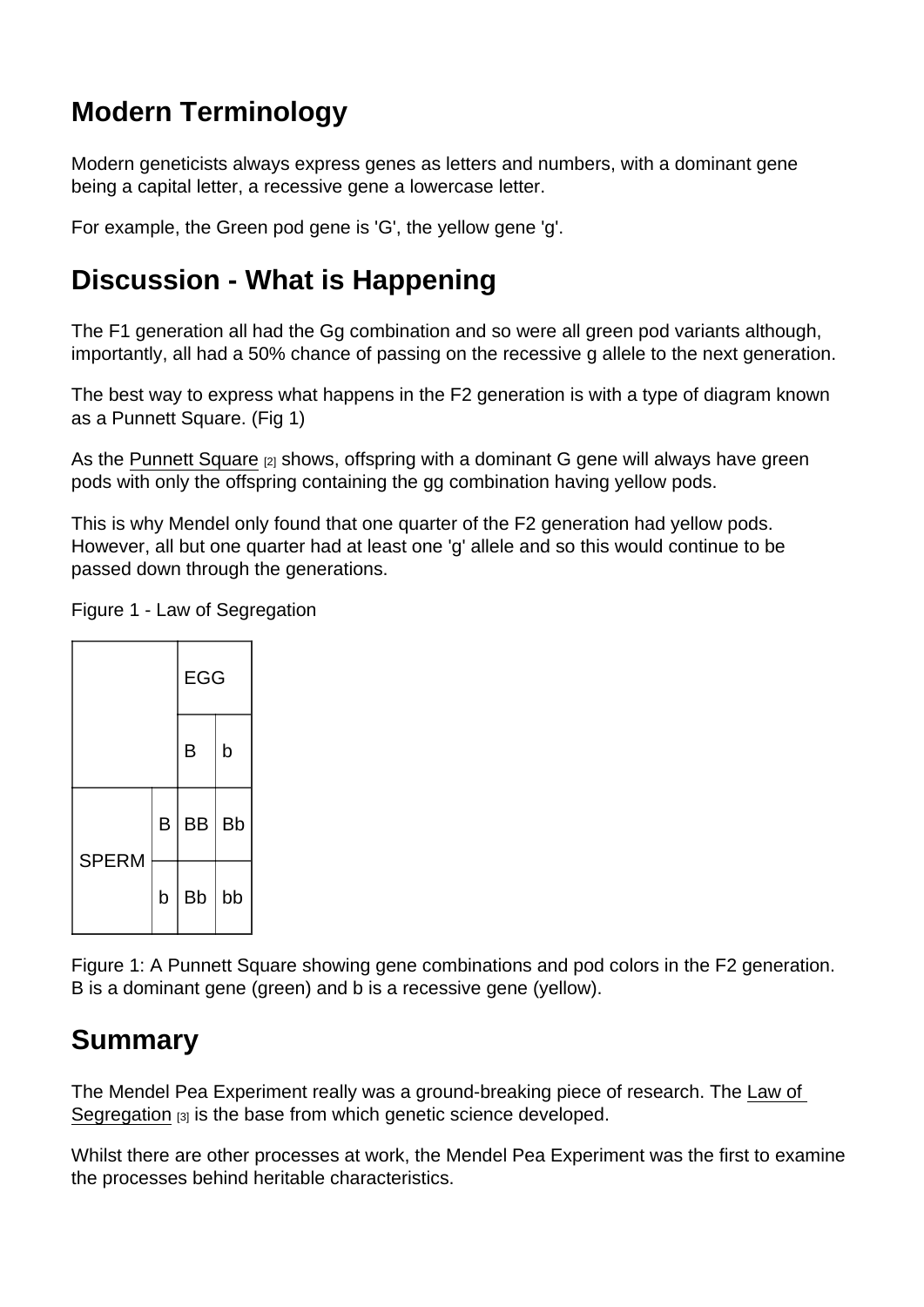## Modern Terminology

Modern geneticists always express genes as letters and numbers, with a dominant gene being a capital letter, a recessive gene a lowercase letter.

For example, the Green pod gene is 'G', the yellow gene 'g'.

## Discussion - What is Happening

The F1 generation all had the Gg combination and so were all green pod variants although, importantly, all had a 50% chance of passing on the recessive g allele to the next generation.

The best way to express what happens in the F2 generation is with a type of diagram known as a Punnett Square. (Fig 1)

As the Punnett Square [2] shows, offspring with a dominant G gene will always have green pods with only the offspring containing the gg combination having yellow pods.

This is why Mendel only found that one quarter of the F2 generation had yellow pods. However, all but one quarter had at least one 'g' allele and so this would continue to be passed down through the generations.

Figure 1 - Law of Segregation

| | | EGG | |
|---|---|---|---|
| | | B | b |
| SPERM | B | BB | Bb |
| | b | Bb | bb |

Figure 1: A Punnett Square showing gene combinations and pod colors in the F2 generation. B is a dominant gene (green) and b is a recessive gene (yellow).

## Summary

The Mendel Pea Experiment really was a ground-breaking piece of research. The Law of Segregation [3] is the base from which genetic science developed.

Whilst there are other processes at work, the Mendel Pea Experiment was the first to examine the processes behind heritable characteristics.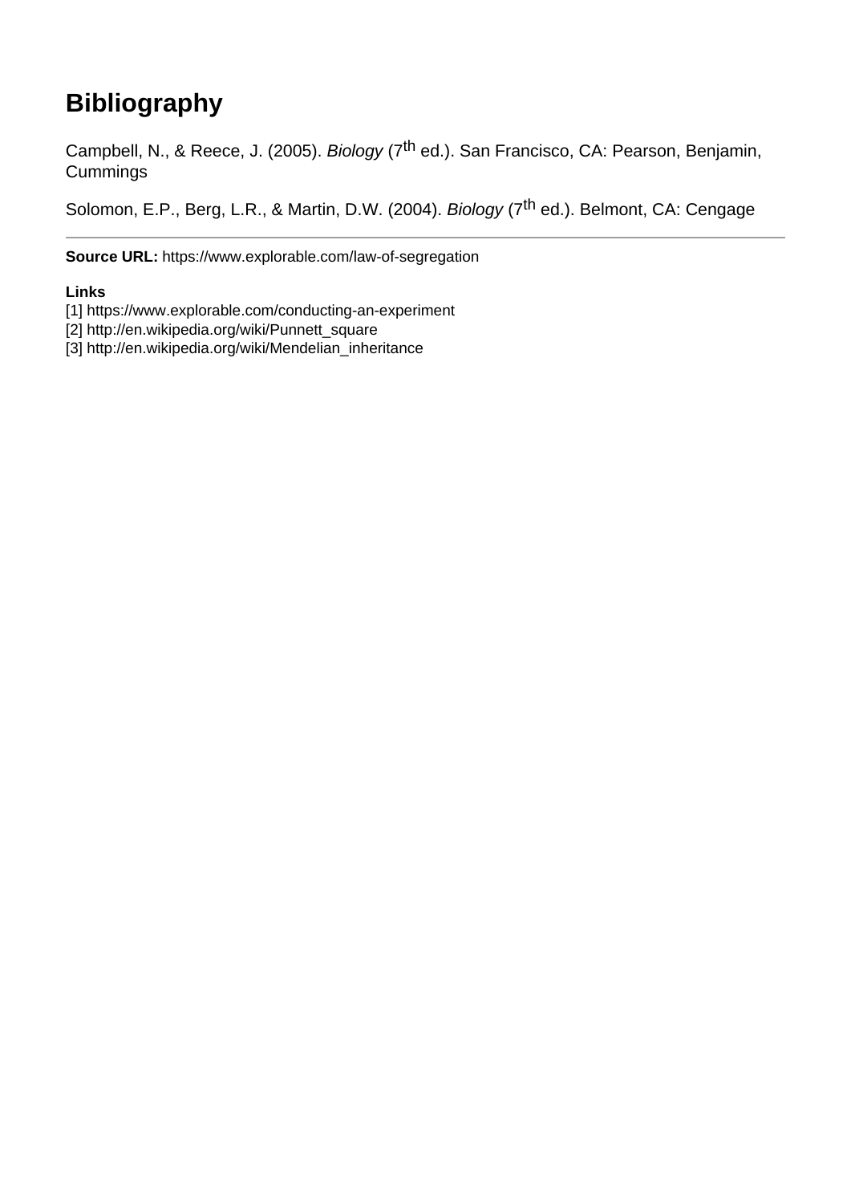# Bibliography

Campbell, N., & Reece, J. (2005). *Biology* (7th ed.). San Francisco, CA: Pearson, Benjamin, Cummings

Solomon, E.P., Berg, L.R., & Martin, D.W. (2004). *Biology* (7th ed.). Belmont, CA: Cengage

---

**Source URL:** https://www.explorable.com/law-of-segregation

**Links**
[1] https://www.explorable.com/conducting-an-experiment
[2] http://en.wikipedia.org/wiki/Punnett_square
[3] http://en.wikipedia.org/wiki/Mendelian_inheritance